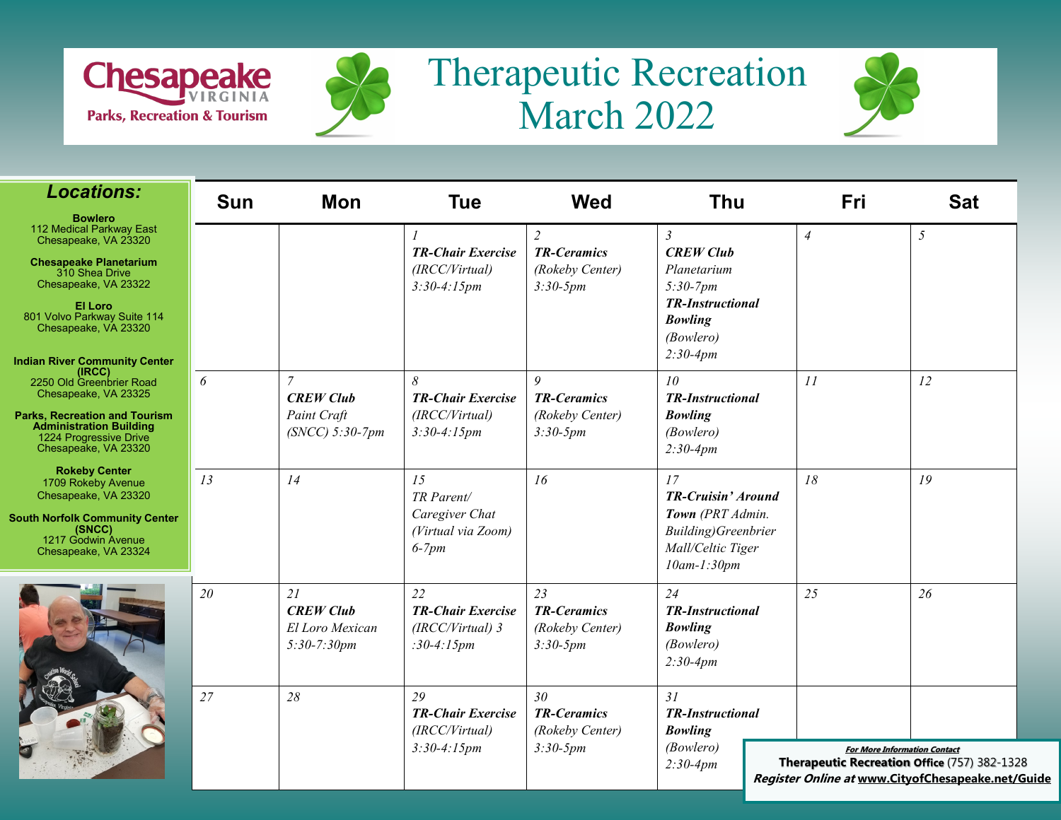Chesapeake VIRGINIA Parks, Recreation & Tourism

# Therapeutic Recreation March 2022

## Locations:

**Bowlero**
112 Medical Parkway East
Chesapeake, VA 23320

**Chesapeake Planetarium**
310 Shea Drive
Chesapeake, VA 23322

**El Loro**
801 Volvo Parkway Suite 114
Chesapeake, VA 23320

**Indian River Community Center (IRCC)**
2250 Old Greenbrier Road
Chesapeake, VA 23325

**Parks, Recreation and Tourism Administration Building**
1224 Progressive Drive
Chesapeake, VA 23320

**Rokeby Center**
1709 Rokeby Avenue
Chesapeake, VA 23320

**South Norfolk Community Center (SNCC)**
1217 Godwin Avenue
Chesapeake, VA 23324

| Sun | Mon | Tue | Wed | Thu | Fri | Sat |
|---|---|---|---|---|---|---|
| | | *1* ***TR-Chair Exercise*** *(IRCC/Virtual) 3:30-4:15pm* | *2* ***TR-Ceramics*** *(Rokeby Center) 3:30-5pm* | *3* ***CREW Club*** *Planetarium 5:30-7pm* ***TR-Instructional Bowling*** *(Bowlero) 2:30-4pm* | *4* | *5* |
| *6* | *7* ***CREW Club*** *Paint Craft (SNCC) 5:30-7pm* | *8* ***TR-Chair Exercise*** *(IRCC/Virtual) 3:30-4:15pm* | *9* ***TR-Ceramics*** *(Rokeby Center) 3:30-5pm* | *10* ***TR-Instructional Bowling*** *(Bowlero) 2:30-4pm* | *11* | *12* |
| *13* | *14* | *15* *TR Parent/ Caregiver Chat (Virtual via Zoom) 6-7pm* | *16* | *17* ***TR-Cruisin' Around Town*** *(PRT Admin. Building)Greenbrier Mall/Celtic Tiger 10am-1:30pm* | *18* | *19* |
| *20* | *21* ***CREW Club*** *El Loro Mexican 5:30-7:30pm* | *22* ***TR-Chair Exercise*** *(IRCC/Virtual) 3 :30-4:15pm* | *23* ***TR-Ceramics*** *(Rokeby Center) 3:30-5pm* | *24* ***TR-Instructional Bowling*** *(Bowlero) 2:30-4pm* | *25* | *26* |
| *27* | *28* | *29* ***TR-Chair Exercise*** *(IRCC/Virtual) 3:30-4:15pm* | *30* ***TR-Ceramics*** *(Rokeby Center) 3:30-5pm* | *31* ***TR-Instructional Bowling*** *(Bowlero) 2:30-4pm* | | |

***For More Information Contact***
**Therapeutic Recreation Office** (757) 382-1328
***Register Online at*** **www.CityofChesapeake.net/Guide**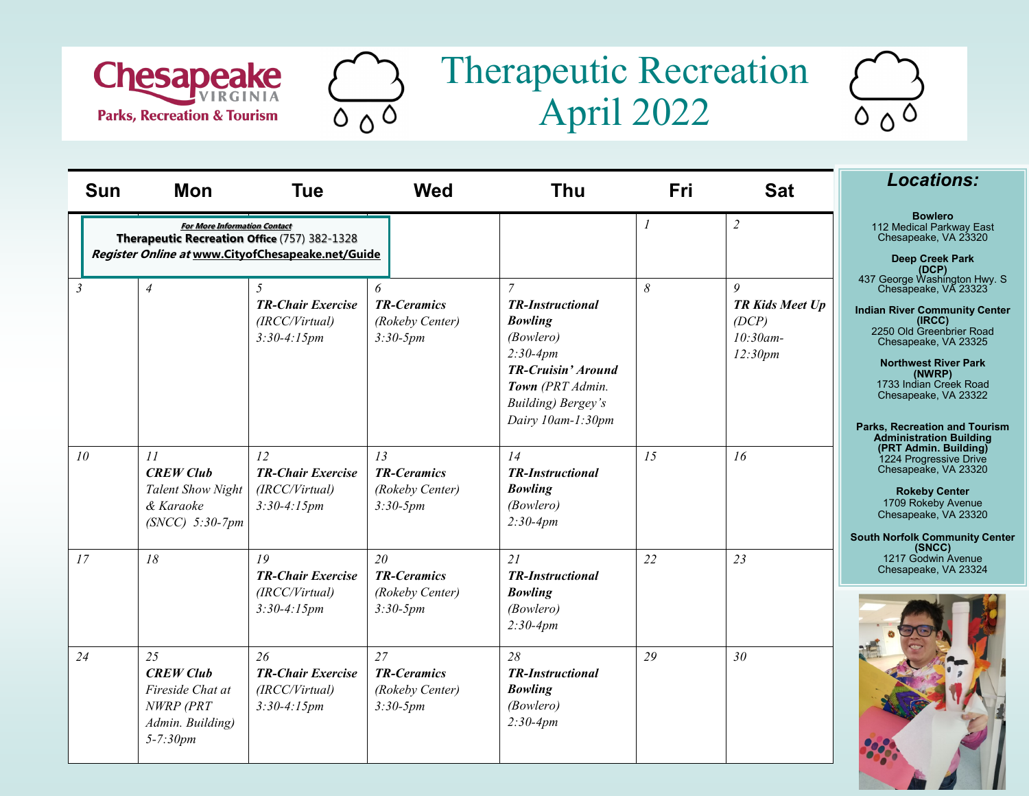# Chesapeake VIRGINIA Parks, Recreation & Tourism

# Therapeutic Recreation April 2022

| Sun | Mon | Tue | Wed | Thu | Fri | Sat |
|---|---|---|---|---|---|---|
| ***For More Information Contact*** **Therapeutic Recreation Office** (757) 382-1328 ***Register Online at*** **www.CityofChesapeake.net/Guide** | | | | | *1* | *2* |
| *3* | *4* | *5* ***TR-Chair Exercise*** *(IRCC/Virtual) 3:30-4:15pm* | *6* ***TR-Ceramics*** *(Rokeby Center) 3:30-5pm* | *7* ***TR-Instructional Bowling*** *(Bowlero) 2:30-4pm* ***TR-Cruisin' Around Town*** *(PRT Admin. Building) Bergey's Dairy 10am-1:30pm* | *8* | *9* ***TR Kids Meet Up*** *(DCP) 10:30am-12:30pm* |
| *10* | *11* ***CREW Club*** *Talent Show Night & Karaoke (SNCC) 5:30-7pm* | *12* ***TR-Chair Exercise*** *(IRCC/Virtual) 3:30-4:15pm* | *13* ***TR-Ceramics*** *(Rokeby Center) 3:30-5pm* | *14* ***TR-Instructional Bowling*** *(Bowlero) 2:30-4pm* | *15* | *16* |
| *17* | *18* | *19* ***TR-Chair Exercise*** *(IRCC/Virtual) 3:30-4:15pm* | *20* ***TR-Ceramics*** *(Rokeby Center) 3:30-5pm* | *21* ***TR-Instructional Bowling*** *(Bowlero) 2:30-4pm* | *22* | *23* |
| *24* | *25* ***CREW Club*** *Fireside Chat at NWRP (PRT Admin. Building) 5-7:30pm* | *26* ***TR-Chair Exercise*** *(IRCC/Virtual) 3:30-4:15pm* | *27* ***TR-Ceramics*** *(Rokeby Center) 3:30-5pm* | *28* ***TR-Instructional Bowling*** *(Bowlero) 2:30-4pm* | *29* | *30* |

## *Locations:*

**Bowlero**
112 Medical Parkway East
Chesapeake, VA 23320

**Deep Creek Park (DCP)**
437 George Washington Hwy. S
Chesapeake, VA 23323

**Indian River Community Center (IRCC)**
2250 Old Greenbrier Road
Chesapeake, VA 23325

**Northwest River Park (NWRP)**
1733 Indian Creek Road
Chesapeake, VA 23322

**Parks, Recreation and Tourism Administration Building (PRT Admin. Building)**
1224 Progressive Drive
Chesapeake, VA 23320

**Rokeby Center**
1709 Rokeby Avenue
Chesapeake, VA 23320

**South Norfolk Community Center (SNCC)**
1217 Godwin Avenue
Chesapeake, VA 23324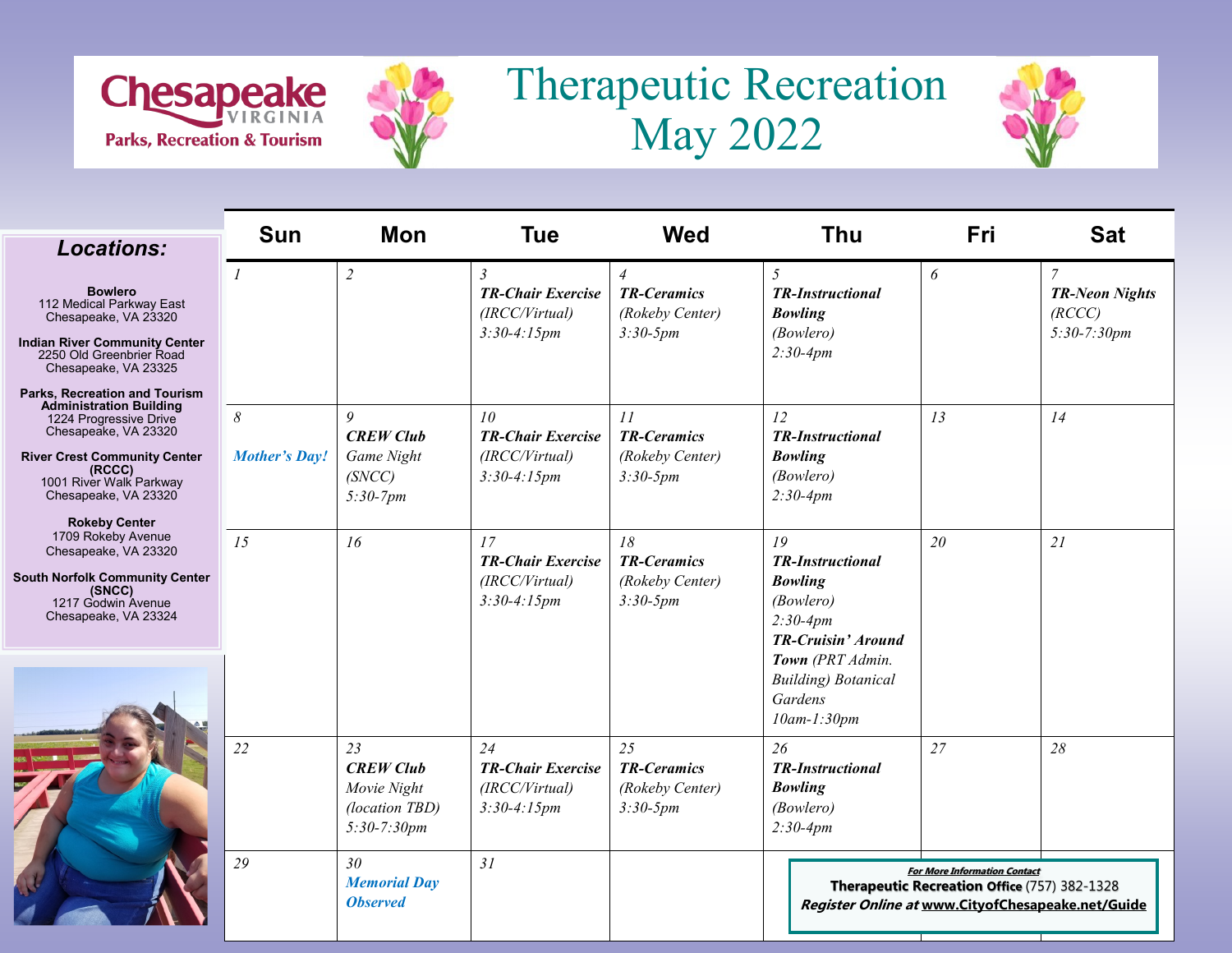Chesapeake VIRGINIA Parks, Recreation & Tourism

# Therapeutic Recreation May 2022

## Locations:

**Bowlero**
112 Medical Parkway East
Chesapeake, VA 23320

**Indian River Community Center**
2250 Old Greenbrier Road
Chesapeake, VA 23325

**Parks, Recreation and Tourism Administration Building**
1224 Progressive Drive
Chesapeake, VA 23320

**River Crest Community Center (RCCC)**
1001 River Walk Parkway
Chesapeake, VA 23320

**Rokeby Center**
1709 Rokeby Avenue
Chesapeake, VA 23320

**South Norfolk Community Center (SNCC)**
1217 Godwin Avenue
Chesapeake, VA 23324

| Sun | Mon | Tue | Wed | Thu | Fri | Sat |
|---|---|---|---|---|---|---|
| 1 | 2 | 3 ***TR-Chair Exercise*** *(IRCC/Virtual) 3:30-4:15pm* | 4 ***TR-Ceramics*** *(Rokeby Center) 3:30-5pm* | 5 ***TR-Instructional Bowling*** *(Bowlero) 2:30-4pm* | 6 | 7 ***TR-Neon Nights*** *(RCCC) 5:30-7:30pm* |
| 8 ***Mother's Day!*** | 9 ***CREW Club*** *Game Night (SNCC) 5:30-7pm* | 10 ***TR-Chair Exercise*** *(IRCC/Virtual) 3:30-4:15pm* | 11 ***TR-Ceramics*** *(Rokeby Center) 3:30-5pm* | 12 ***TR-Instructional Bowling*** *(Bowlero) 2:30-4pm* | 13 | 14 |
| 15 | 16 | 17 ***TR-Chair Exercise*** *(IRCC/Virtual) 3:30-4:15pm* | 18 ***TR-Ceramics*** *(Rokeby Center) 3:30-5pm* | 19 ***TR-Instructional Bowling*** *(Bowlero) 2:30-4pm* ***TR-Cruisin' Around Town*** *(PRT Admin. Building) Botanical Gardens 10am-1:30pm* | 20 | 21 |
| 22 | 23 ***CREW Club*** *Movie Night (location TBD) 5:30-7:30pm* | 24 ***TR-Chair Exercise*** *(IRCC/Virtual) 3:30-4:15pm* | 25 ***TR-Ceramics*** *(Rokeby Center) 3:30-5pm* | 26 ***TR-Instructional Bowling*** *(Bowlero) 2:30-4pm* | 27 | 28 |
| 29 | 30 ***Memorial Day Observed*** | 31 | | | | |

***For More Information Contact***
**Therapeutic Recreation Office** (757) 382-1328
***Register Online at*** **www.CityofChesapeake.net/Guide**